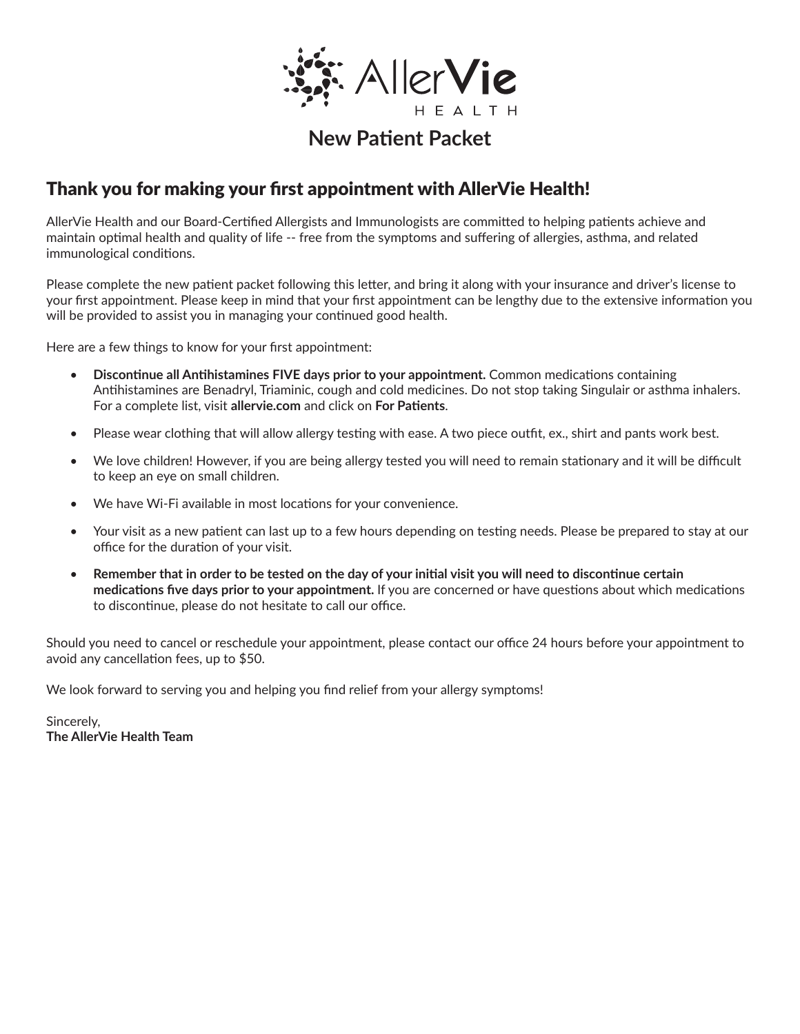AllerVie HEALTH

# New Patient Packet

## Thank you for making your first appointment with AllerVie Health!

AllerVie Health and our Board-Certified Allergists and Immunologists are committed to helping patients achieve and maintain optimal health and quality of life -- free from the symptoms and suffering of allergies, asthma, and related immunological conditions.

Please complete the new patient packet following this letter, and bring it along with your insurance and driver's license to your first appointment. Please keep in mind that your first appointment can be lengthy due to the extensive information you will be provided to assist you in managing your continued good health.

Here are a few things to know for your first appointment:

- **Discontinue all Antihistamines FIVE days prior to your appointment.** Common medications containing Antihistamines are Benadryl, Triaminic, cough and cold medicines. Do not stop taking Singulair or asthma inhalers. For a complete list, visit **allervie.com** and click on **For Patients**.
- Please wear clothing that will allow allergy testing with ease. A two piece outfit, ex., shirt and pants work best.
- We love children! However, if you are being allergy tested you will need to remain stationary and it will be difficult to keep an eye on small children.
- We have Wi-Fi available in most locations for your convenience.
- Your visit as a new patient can last up to a few hours depending on testing needs. Please be prepared to stay at our office for the duration of your visit.
- **Remember that in order to be tested on the day of your initial visit you will need to discontinue certain medications five days prior to your appointment.** If you are concerned or have questions about which medications to discontinue, please do not hesitate to call our office.

Should you need to cancel or reschedule your appointment, please contact our office 24 hours before your appointment to avoid any cancellation fees, up to $50.

We look forward to serving you and helping you find relief from your allergy symptoms!

Sincerely,
**The AllerVie Health Team**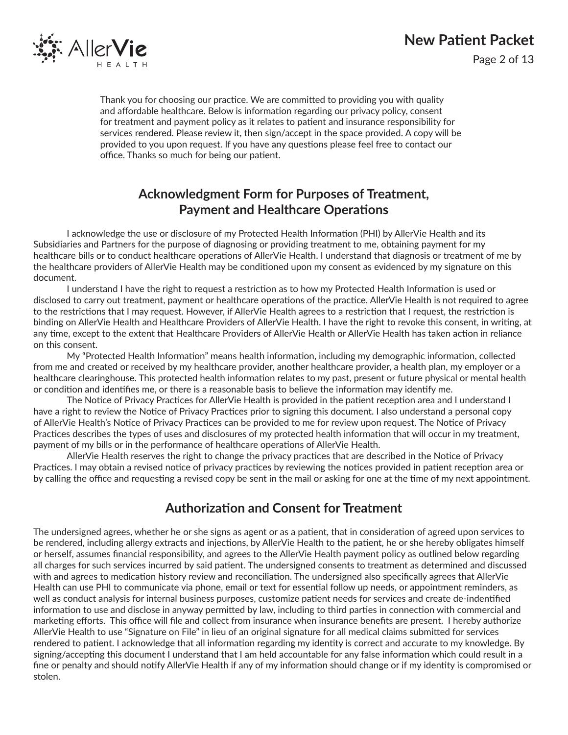Thank you for choosing our practice. We are committed to providing you with quality and affordable healthcare. Below is information regarding our privacy policy, consent for treatment and payment policy as it relates to patient and insurance responsibility for services rendered. Please review it, then sign/accept in the space provided. A copy will be provided to you upon request. If you have any questions please feel free to contact our office. Thanks so much for being our patient.

## Acknowledgment Form for Purposes of Treatment, Payment and Healthcare Operations

I acknowledge the use or disclosure of my Protected Health Information (PHI) by AllerVie Health and its Subsidiaries and Partners for the purpose of diagnosing or providing treatment to me, obtaining payment for my healthcare bills or to conduct healthcare operations of AllerVie Health. I understand that diagnosis or treatment of me by the healthcare providers of AllerVie Health may be conditioned upon my consent as evidenced by my signature on this document.

I understand I have the right to request a restriction as to how my Protected Health Information is used or disclosed to carry out treatment, payment or healthcare operations of the practice. AllerVie Health is not required to agree to the restrictions that I may request. However, if AllerVie Health agrees to a restriction that I request, the restriction is binding on AllerVie Health and Healthcare Providers of AllerVie Health. I have the right to revoke this consent, in writing, at any time, except to the extent that Healthcare Providers of AllerVie Health or AllerVie Health has taken action in reliance on this consent.

My "Protected Health Information" means health information, including my demographic information, collected from me and created or received by my healthcare provider, another healthcare provider, a health plan, my employer or a healthcare clearinghouse. This protected health information relates to my past, present or future physical or mental health or condition and identifies me, or there is a reasonable basis to believe the information may identify me.

The Notice of Privacy Practices for AllerVie Health is provided in the patient reception area and I understand I have a right to review the Notice of Privacy Practices prior to signing this document. I also understand a personal copy of AllerVie Health's Notice of Privacy Practices can be provided to me for review upon request. The Notice of Privacy Practices describes the types of uses and disclosures of my protected health information that will occur in my treatment, payment of my bills or in the performance of healthcare operations of AllerVie Health.

AllerVie Health reserves the right to change the privacy practices that are described in the Notice of Privacy Practices. I may obtain a revised notice of privacy practices by reviewing the notices provided in patient reception area or by calling the office and requesting a revised copy be sent in the mail or asking for one at the time of my next appointment.

## Authorization and Consent for Treatment

The undersigned agrees, whether he or she signs as agent or as a patient, that in consideration of agreed upon services to be rendered, including allergy extracts and injections, by AllerVie Health to the patient, he or she hereby obligates himself or herself, assumes financial responsibility, and agrees to the AllerVie Health payment policy as outlined below regarding all charges for such services incurred by said patient. The undersigned consents to treatment as determined and discussed with and agrees to medication history review and reconciliation. The undersigned also specifically agrees that AllerVie Health can use PHI to communicate via phone, email or text for essential follow up needs, or appointment reminders, as well as conduct analysis for internal business purposes, customize patient needs for services and create de-indentified information to use and disclose in anyway permitted by law, including to third parties in connection with commercial and marketing efforts. This office will file and collect from insurance when insurance benefits are present. I hereby authorize AllerVie Health to use "Signature on File" in lieu of an original signature for all medical claims submitted for services rendered to patient. I acknowledge that all information regarding my identity is correct and accurate to my knowledge. By signing/accepting this document I understand that I am held accountable for any false information which could result in a fine or penalty and should notify AllerVie Health if any of my information should change or if my identity is compromised or stolen.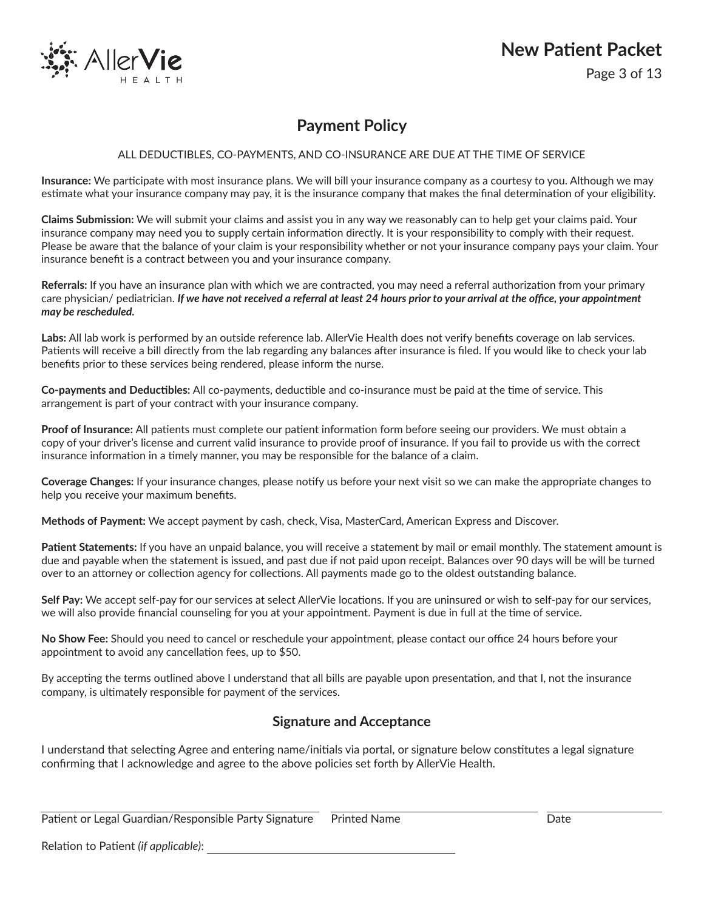## Payment Policy

ALL DEDUCTIBLES, CO-PAYMENTS, AND CO-INSURANCE ARE DUE AT THE TIME OF SERVICE

**Insurance:** We participate with most insurance plans. We will bill your insurance company as a courtesy to you. Although we may estimate what your insurance company may pay, it is the insurance company that makes the final determination of your eligibility.

**Claims Submission:** We will submit your claims and assist you in any way we reasonably can to help get your claims paid. Your insurance company may need you to supply certain information directly. It is your responsibility to comply with their request. Please be aware that the balance of your claim is your responsibility whether or not your insurance company pays your claim. Your insurance benefit is a contract between you and your insurance company.

**Referrals:** If you have an insurance plan with which we are contracted, you may need a referral authorization from your primary care physician/ pediatrician. ***If we have not received a referral at least 24 hours prior to your arrival at the office, your appointment may be rescheduled.***

**Labs:** All lab work is performed by an outside reference lab. AllerVie Health does not verify benefits coverage on lab services. Patients will receive a bill directly from the lab regarding any balances after insurance is filed. If you would like to check your lab benefits prior to these services being rendered, please inform the nurse.

**Co-payments and Deductibles:** All co-payments, deductible and co-insurance must be paid at the time of service. This arrangement is part of your contract with your insurance company.

**Proof of Insurance:** All patients must complete our patient information form before seeing our providers. We must obtain a copy of your driver's license and current valid insurance to provide proof of insurance. If you fail to provide us with the correct insurance information in a timely manner, you may be responsible for the balance of a claim.

**Coverage Changes:** If your insurance changes, please notify us before your next visit so we can make the appropriate changes to help you receive your maximum benefits.

**Methods of Payment:** We accept payment by cash, check, Visa, MasterCard, American Express and Discover.

**Patient Statements:** If you have an unpaid balance, you will receive a statement by mail or email monthly. The statement amount is due and payable when the statement is issued, and past due if not paid upon receipt. Balances over 90 days will be will be turned over to an attorney or collection agency for collections. All payments made go to the oldest outstanding balance.

**Self Pay:** We accept self-pay for our services at select AllerVie locations. If you are uninsured or wish to self-pay for our services, we will also provide financial counseling for you at your appointment. Payment is due in full at the time of service.

**No Show Fee:** Should you need to cancel or reschedule your appointment, please contact our office 24 hours before your appointment to avoid any cancellation fees, up to $50.

By accepting the terms outlined above I understand that all bills are payable upon presentation, and that I, not the insurance company, is ultimately responsible for payment of the services.

### Signature and Acceptance

I understand that selecting Agree and entering name/initials via portal, or signature below constitutes a legal signature confirming that I acknowledge and agree to the above policies set forth by AllerVie Health.

Patient or Legal Guardian/Responsible Party Signature ______________________ Printed Name ______________________ Date ______________

Relation to Patient *(if applicable)*: ______________________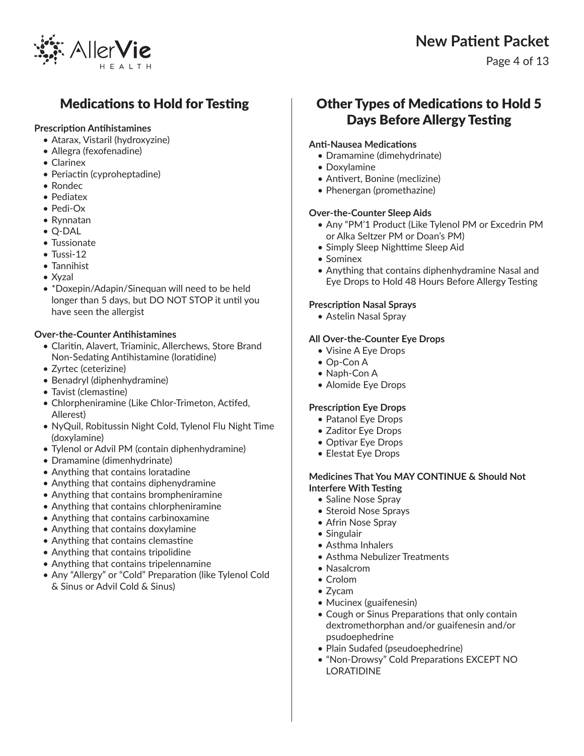## Medications to Hold for Testing

**Prescription Antihistamines**

- Atarax, Vistaril (hydroxyzine)
- Allegra (fexofenadine)
- Clarinex
- Periactin (cyproheptadine)
- Rondec
- Pediatex
- Pedi-Ox
- Rynnatan
- Q-DAL
- Tussionate
- Tussi-12
- Tannihist
- Xyzal
- *Doxepin/Adapin/Sinequan will need to be held longer than 5 days, but DO NOT STOP it until you have seen the allergist

**Over-the-Counter Antihistamines**

- Claritin, Alavert, Triaminic, Allerchews, Store Brand Non-Sedating Antihistamine (loratidine)
- Zyrtec (ceterizine)
- Benadryl (diphenhydramine)
- Tavist (clemastine)
- Chlorpheniramine (Like Chlor-Trimeton, Actifed, Allerest)
- NyQuil, Robitussin Night Cold, Tylenol Flu Night Time (doxylamine)
- Tylenol or Advil PM (contain diphenhydramine)
- Dramamine (dimenhydrinate)
- Anything that contains loratadine
- Anything that contains diphenydramine
- Anything that contains brompheniramine
- Anything that contains chlorpheniramine
- Anything that contains carbinoxamine
- Anything that contains doxylamine
- Anything that contains clemastine
- Anything that contains tripolidine
- Anything that contains tripelennamine
- Any "Allergy" or "Cold" Preparation (like Tylenol Cold & Sinus or Advil Cold & Sinus)

## Other Types of Medications to Hold 5 Days Before Allergy Testing

**Anti-Nausea Medications**

- Dramamine (dimehydrinate)
- Doxylamine
- Antivert, Bonine (meclizine)
- Phenergan (promethazine)

**Over-the-Counter Sleep Aids**

- Any "PM'1 Product (Like Tylenol PM or Excedrin PM or Alka Seltzer PM or Doan's PM)
- Simply Sleep Nighttime Sleep Aid
- Sominex
- Anything that contains diphenhydramine Nasal and Eye Drops to Hold 48 Hours Before Allergy Testing

**Prescription Nasal Sprays**

- Astelin Nasal Spray

**All Over-the-Counter Eye Drops**

- Visine A Eye Drops
- Op-Con A
- Naph-Con A
- Alomide Eye Drops

**Prescription Eye Drops**

- Patanol Eye Drops
- Zaditor Eye Drops
- Optivar Eye Drops
- Elestat Eye Drops

**Medicines That You MAY CONTINUE & Should Not Interfere With Testing**

- Saline Nose Spray
- Steroid Nose Sprays
- Afrin Nose Spray
- Singulair
- Asthma Inhalers
- Asthma Nebulizer Treatments
- Nasalcrom
- Crolom
- Zycam
- Mucinex (guaifenesin)
- Cough or Sinus Preparations that only contain dextromethorphan and/or guaifenesin and/or psudoephedrine
- Plain Sudafed (pseudoephedrine)
- "Non-Drowsy" Cold Preparations EXCEPT NO LORATIDINE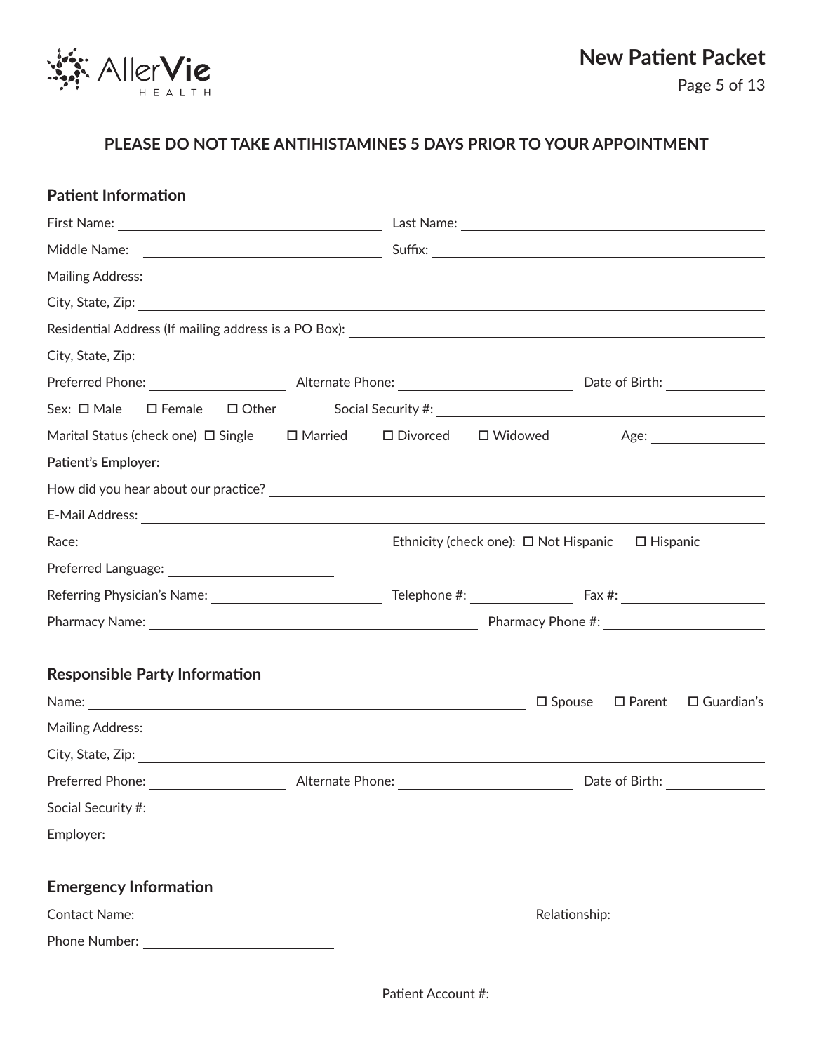# New Patient Packet

**PLEASE DO NOT TAKE ANTIHISTAMINES 5 DAYS PRIOR TO YOUR APPOINTMENT**

## Patient Information

First Name: ____________________ Last Name: ____________________

Middle Name: ____________________ Suffix: ____________________

Mailing Address: ________________________________________

City, State, Zip: ________________________________________

Residential Address (If mailing address is a PO Box): ____________________

City, State, Zip: ________________________________________

Preferred Phone: __________ Alternate Phone: __________ Date of Birth: __________

Sex: ☐ Male ☐ Female ☐ Other Social Security #: ____________________

Marital Status (check one) ☐ Single ☐ Married ☐ Divorced ☐ Widowed Age: __________

Patient's Employer: ________________________________________

How did you hear about our practice? ____________________

E-Mail Address: ________________________________________

Race: ____________________ Ethnicity (check one): ☐ Not Hispanic ☐ Hispanic

Preferred Language: ____________________

Referring Physician's Name: ____________________ Telephone #: __________ Fax #: __________

Pharmacy Name: ____________________ Pharmacy Phone #: ____________________

## Responsible Party Information

Name: ________________________________________ ☐ Spouse ☐ Parent ☐ Guardian's

Mailing Address: ________________________________________

City, State, Zip: ________________________________________

Preferred Phone: __________ Alternate Phone: __________ Date of Birth: __________

Social Security #: ____________________

Employer: ________________________________________

## Emergency Information

Contact Name: ________________________________________ Relationship: ____________________

Phone Number: ____________________

Patient Account #: ____________________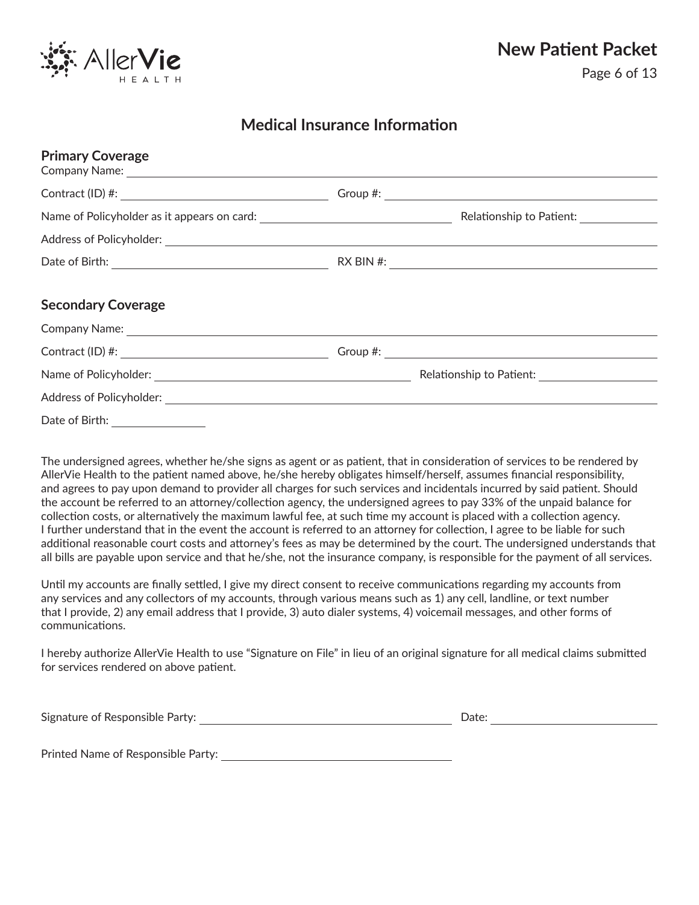# Medical Insurance Information

## Primary Coverage

Company Name: ______________________________

Contract (ID) #: ______________________________ Group #: ______________________________

Name of Policyholder as it appears on card: ______________________________ Relationship to Patient: ______________

Address of Policyholder: ______________________________

Date of Birth: ______________________________ RX BIN #: ______________________________

## Secondary Coverage

Company Name: ______________________________

Contract (ID) #: ______________________________ Group #: ______________________________

Name of Policyholder: ______________________________ Relationship to Patient: ______________

Address of Policyholder: ______________________________

Date of Birth: ______________

The undersigned agrees, whether he/she signs as agent or as patient, that in consideration of services to be rendered by AllerVie Health to the patient named above, he/she hereby obligates himself/herself, assumes financial responsibility, and agrees to pay upon demand to provider all charges for such services and incidentals incurred by said patient. Should the account be referred to an attorney/collection agency, the undersigned agrees to pay 33% of the unpaid balance for collection costs, or alternatively the maximum lawful fee, at such time my account is placed with a collection agency. I further understand that in the event the account is referred to an attorney for collection, I agree to be liable for such additional reasonable court costs and attorney's fees as may be determined by the court. The undersigned understands that all bills are payable upon service and that he/she, not the insurance company, is responsible for the payment of all services.

Until my accounts are finally settled, I give my direct consent to receive communications regarding my accounts from any services and any collectors of my accounts, through various means such as 1) any cell, landline, or text number that I provide, 2) any email address that I provide, 3) auto dialer systems, 4) voicemail messages, and other forms of communications.

I hereby authorize AllerVie Health to use "Signature on File" in lieu of an original signature for all medical claims submitted for services rendered on above patient.

Signature of Responsible Party: ______________________________ Date: ______________

Printed Name of Responsible Party: ______________________________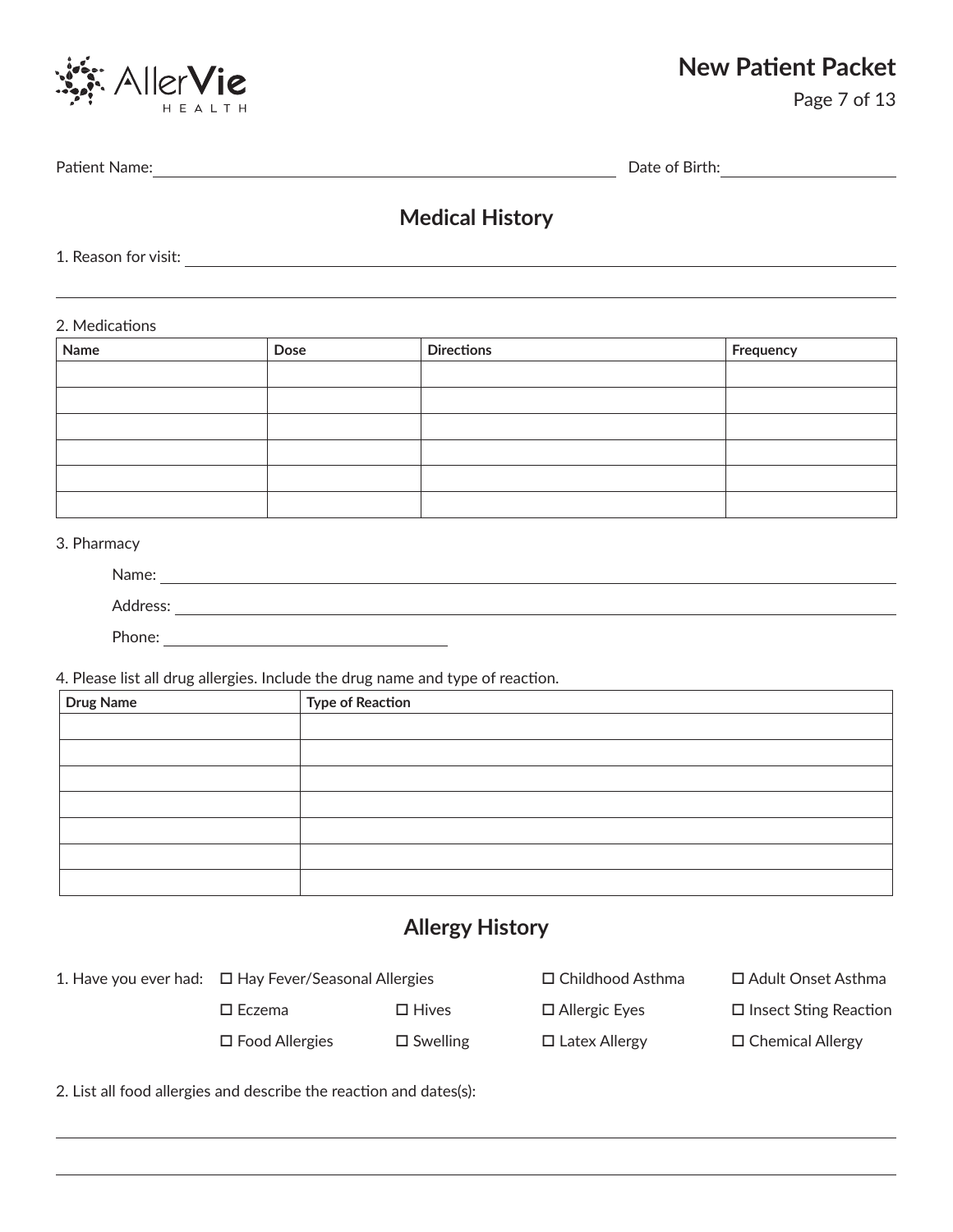Patient Name: ______________________________ Date of Birth: ______________

## Medical History

1. Reason for visit: ____________________________________________

____________________________________________

2. Medications

| Name | Dose | Directions | Frequency |
|---|---|---|---|
| | | | |
| | | | |
| | | | |
| | | | |
| | | | |
| | | | |

3. Pharmacy

Name: ____________________________________________

Address: ____________________________________________

Phone: ______________________

4. Please list all drug allergies. Include the drug name and type of reaction.

| Drug Name | Type of Reaction |
|---|---|
| | |
| | |
| | |
| | |
| | |
| | |
| | |

## Allergy History

1. Have you ever had:

- ☐ Hay Fever/Seasonal Allergies
- ☐ Childhood Asthma
- ☐ Adult Onset Asthma
- ☐ Eczema
- ☐ Hives
- ☐ Allergic Eyes
- ☐ Insect Sting Reaction
- ☐ Food Allergies
- ☐ Swelling
- ☐ Latex Allergy
- ☐ Chemical Allergy

2. List all food allergies and describe the reaction and dates(s):

____________________________________________

____________________________________________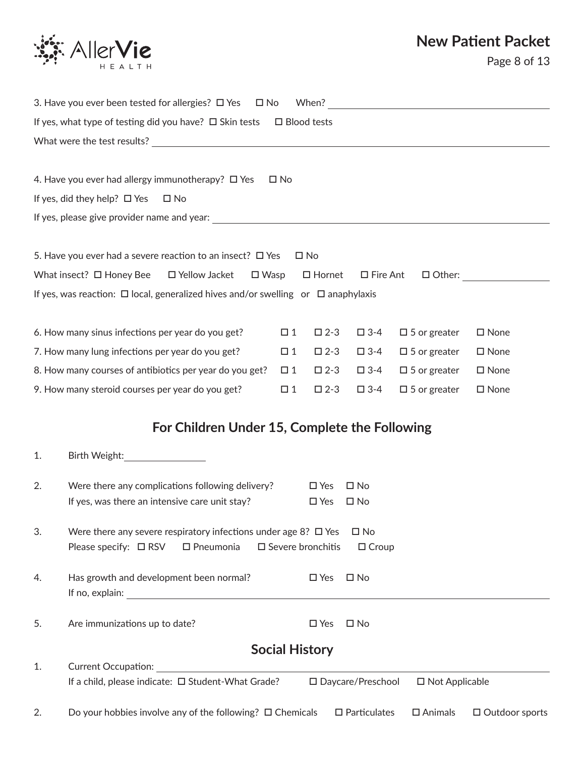3. Have you ever been tested for allergies? ☐ Yes ☐ No When? ____________________

If yes, what type of testing did you have? ☐ Skin tests ☐ Blood tests

What were the test results? ____________________

4. Have you ever had allergy immunotherapy? ☐ Yes ☐ No

If yes, did they help? ☐ Yes ☐ No

If yes, please give provider name and year: ____________________

5. Have you ever had a severe reaction to an insect? ☐ Yes ☐ No

What insect? ☐ Honey Bee ☐ Yellow Jacket ☐ Wasp ☐ Hornet ☐ Fire Ant ☐ Other: __________

If yes, was reaction: ☐ local, generalized hives and/or swelling or ☐ anaphylaxis

| | | | | | |
|---|---|---|---|---|---|
| 6. How many sinus infections per year do you get? | ☐ 1 | ☐ 2-3 | ☐ 3-4 | ☐ 5 or greater | ☐ None |
| 7. How many lung infections per year do you get? | ☐ 1 | ☐ 2-3 | ☐ 3-4 | ☐ 5 or greater | ☐ None |
| 8. How many courses of antibiotics per year do you get? | ☐ 1 | ☐ 2-3 | ☐ 3-4 | ☐ 5 or greater | ☐ None |
| 9. How many steroid courses per year do you get? | ☐ 1 | ☐ 2-3 | ☐ 3-4 | ☐ 5 or greater | ☐ None |

## For Children Under 15, Complete the Following

1. Birth Weight: __________

2. Were there any complications following delivery? ☐ Yes ☐ No
   If yes, was there an intensive care unit stay? ☐ Yes ☐ No

3. Were there any severe respiratory infections under age 8? ☐ Yes ☐ No
   Please specify: ☐ RSV ☐ Pneumonia ☐ Severe bronchitis ☐ Croup

4. Has growth and development been normal? ☐ Yes ☐ No
   If no, explain: ____________________

5. Are immunizations up to date? ☐ Yes ☐ No

## Social History

1. Current Occupation: ____________________
   If a child, please indicate: ☐ Student-What Grade? ☐ Daycare/Preschool ☐ Not Applicable

2. Do your hobbies involve any of the following? ☐ Chemicals ☐ Particulates ☐ Animals ☐ Outdoor sports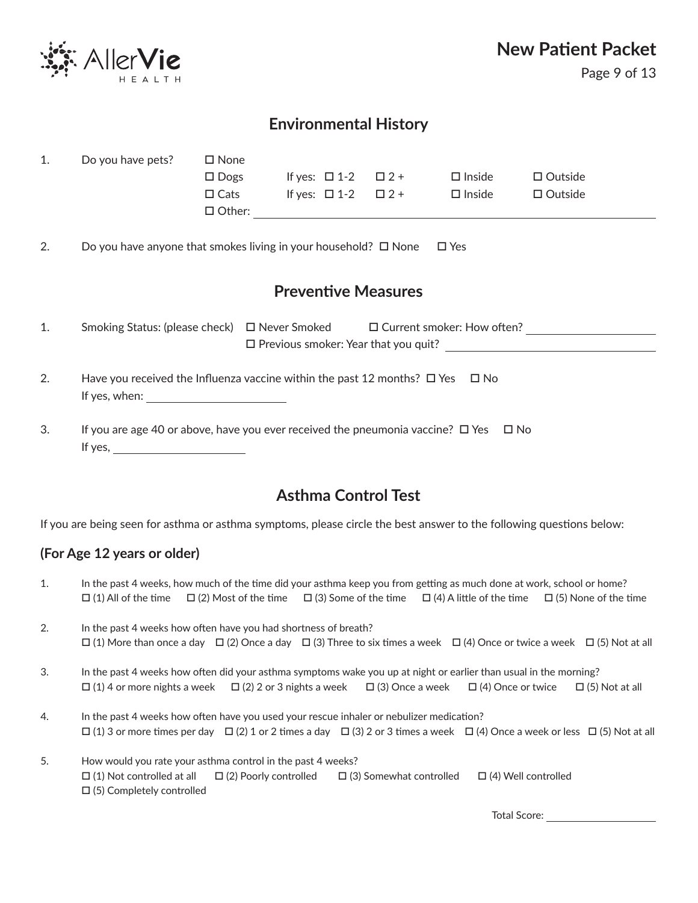## Environmental History

1. Do you have pets?
   - ☐ None
   - ☐ Dogs — If yes: ☐ 1-2 ☐ 2 + ☐ Inside ☐ Outside
   - ☐ Cats — If yes: ☐ 1-2 ☐ 2 + ☐ Inside ☐ Outside
   - ☐ Other: ____________________

2. Do you have anyone that smokes living in your household? ☐ None ☐ Yes

## Preventive Measures

1. Smoking Status: (please check) ☐ Never Smoked ☐ Current smoker: How often? __________
   ☐ Previous smoker: Year that you quit? __________

2. Have you received the Influenza vaccine within the past 12 months? ☐ Yes ☐ No
   If yes, when: __________

3. If you are age 40 or above, have you ever received the pneumonia vaccine? ☐ Yes ☐ No
   If yes, __________

## Asthma Control Test

If you are being seen for asthma or asthma symptoms, please circle the best answer to the following questions below:

### (For Age 12 years or older)

1. In the past 4 weeks, how much of the time did your asthma keep you from getting as much done at work, school or home?
   ☐ (1) All of the time ☐ (2) Most of the time ☐ (3) Some of the time ☐ (4) A little of the time ☐ (5) None of the time

2. In the past 4 weeks how often have you had shortness of breath?
   ☐ (1) More than once a day ☐ (2) Once a day ☐ (3) Three to six times a week ☐ (4) Once or twice a week ☐ (5) Not at all

3. In the past 4 weeks how often did your asthma symptoms wake you up at night or earlier than usual in the morning?
   ☐ (1) 4 or more nights a week ☐ (2) 2 or 3 nights a week ☐ (3) Once a week ☐ (4) Once or twice ☐ (5) Not at all

4. In the past 4 weeks how often have you used your rescue inhaler or nebulizer medication?
   ☐ (1) 3 or more times per day ☐ (2) 1 or 2 times a day ☐ (3) 2 or 3 times a week ☐ (4) Once a week or less ☐ (5) Not at all

5. How would you rate your asthma control in the past 4 weeks?
   ☐ (1) Not controlled at all ☐ (2) Poorly controlled ☐ (3) Somewhat controlled ☐ (4) Well controlled
   ☐ (5) Completely controlled

Total Score: __________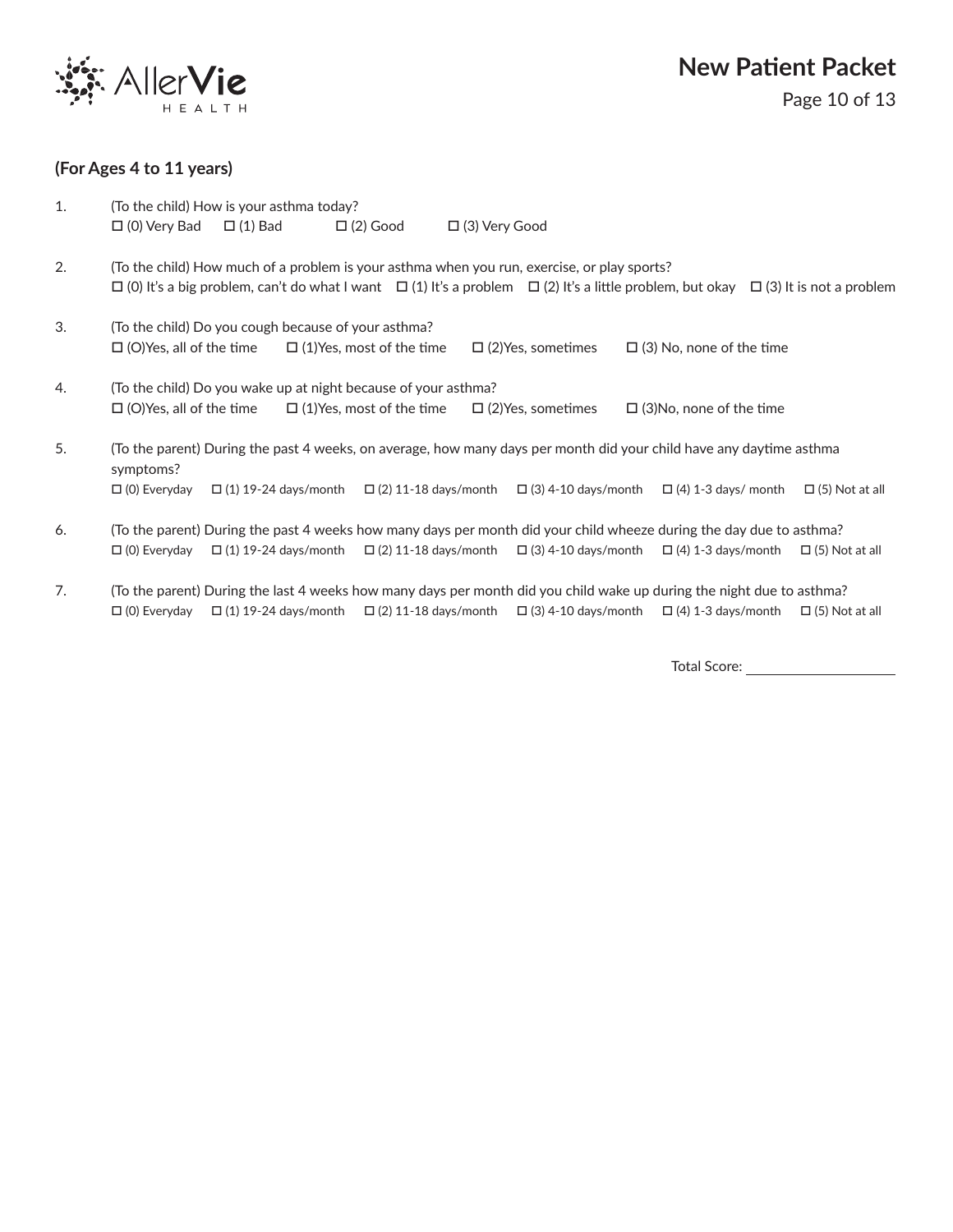**(For Ages 4 to 11 years)**

1. (To the child) How is your asthma today?
   ☐ (0) Very Bad ☐ (1) Bad ☐ (2) Good ☐ (3) Very Good

2. (To the child) How much of a problem is your asthma when you run, exercise, or play sports?
   ☐ (0) It's a big problem, can't do what I want ☐ (1) It's a problem ☐ (2) It's a little problem, but okay ☐ (3) It is not a problem

3. (To the child) Do you cough because of your asthma?
   ☐ (O)Yes, all of the time ☐ (1)Yes, most of the time ☐ (2)Yes, sometimes ☐ (3) No, none of the time

4. (To the child) Do you wake up at night because of your asthma?
   ☐ (O)Yes, all of the time ☐ (1)Yes, most of the time ☐ (2)Yes, sometimes ☐ (3)No, none of the time

5. (To the parent) During the past 4 weeks, on average, how many days per month did your child have any daytime asthma symptoms?
   ☐ (0) Everyday ☐ (1) 19-24 days/month ☐ (2) 11-18 days/month ☐ (3) 4-10 days/month ☐ (4) 1-3 days/ month ☐ (5) Not at all

6. (To the parent) During the past 4 weeks how many days per month did your child wheeze during the day due to asthma?
   ☐ (0) Everyday ☐ (1) 19-24 days/month ☐ (2) 11-18 days/month ☐ (3) 4-10 days/month ☐ (4) 1-3 days/month ☐ (5) Not at all

7. (To the parent) During the last 4 weeks how many days per month did you child wake up during the night due to asthma?
   ☐ (0) Everyday ☐ (1) 19-24 days/month ☐ (2) 11-18 days/month ☐ (3) 4-10 days/month ☐ (4) 1-3 days/month ☐ (5) Not at all

Total Score: ____________________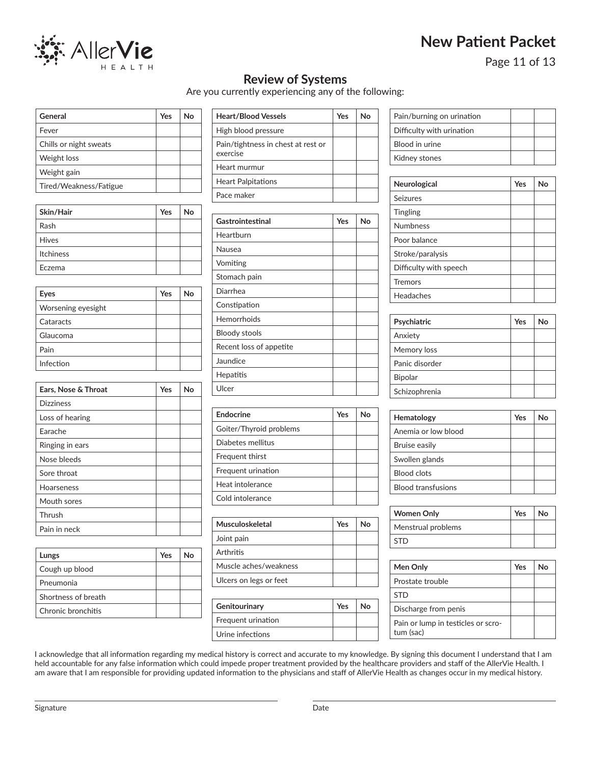# New Patient Packet

## Review of Systems

Are you currently experiencing any of the following:

| General | Yes | No |
|---|---|---|
| Fever | | |
| Chills or night sweats | | |
| Weight loss | | |
| Weight gain | | |
| Tired/Weakness/Fatigue | | |

| Skin/Hair | Yes | No |
|---|---|---|
| Rash | | |
| Hives | | |
| Itchiness | | |
| Eczema | | |

| Eyes | Yes | No |
|---|---|---|
| Worsening eyesight | | |
| Cataracts | | |
| Glaucoma | | |
| Pain | | |
| Infection | | |

| Ears, Nose & Throat | Yes | No |
|---|---|---|
| Dizziness | | |
| Loss of hearing | | |
| Earache | | |
| Ringing in ears | | |
| Nose bleeds | | |
| Sore throat | | |
| Hoarseness | | |
| Mouth sores | | |
| Thrush | | |
| Pain in neck | | |

| Lungs | Yes | No |
|---|---|---|
| Cough up blood | | |
| Pneumonia | | |
| Shortness of breath | | |
| Chronic bronchitis | | |

| Heart/Blood Vessels | Yes | No |
|---|---|---|
| High blood pressure | | |
| Pain/tightness in chest at rest or exercise | | |
| Heart murmur | | |
| Heart Palpitations | | |
| Pace maker | | |

| Gastrointestinal | Yes | No |
|---|---|---|
| Heartburn | | |
| Nausea | | |
| Vomiting | | |
| Stomach pain | | |
| Diarrhea | | |
| Constipation | | |
| Hemorrhoids | | |
| Bloody stools | | |
| Recent loss of appetite | | |
| Jaundice | | |
| Hepatitis | | |
| Ulcer | | |

| Endocrine | Yes | No |
|---|---|---|
| Goiter/Thyroid problems | | |
| Diabetes mellitus | | |
| Frequent thirst | | |
| Frequent urination | | |
| Heat intolerance | | |
| Cold intolerance | | |

| Musculoskeletal | Yes | No |
|---|---|---|
| Joint pain | | |
| Arthritis | | |
| Muscle aches/weakness | | |
| Ulcers on legs or feet | | |

| Genitourinary | Yes | No |
|---|---|---|
| Frequent urination | | |
| Urine infections | | |
| Pain/burning on urination | | |
| Difficulty with urination | | |
| Blood in urine | | |
| Kidney stones | | |

| Neurological | Yes | No |
|---|---|---|
| Seizures | | |
| Tingling | | |
| Numbness | | |
| Poor balance | | |
| Stroke/paralysis | | |
| Difficulty with speech | | |
| Tremors | | |
| Headaches | | |

| Psychiatric | Yes | No |
|---|---|---|
| Anxiety | | |
| Memory loss | | |
| Panic disorder | | |
| Bipolar | | |
| Schizophrenia | | |

| Hematology | Yes | No |
|---|---|---|
| Anemia or low blood | | |
| Bruise easily | | |
| Swollen glands | | |
| Blood clots | | |
| Blood transfusions | | |

| Women Only | Yes | No |
|---|---|---|
| Menstrual problems | | |
| STD | | |

| Men Only | Yes | No |
|---|---|---|
| Prostate trouble | | |
| STD | | |
| Discharge from penis | | |
| Pain or lump in testicles or scrotum (sac) | | |

I acknowledge that all information regarding my medical history is correct and accurate to my knowledge. By signing this document I understand that I am held accountable for any false information which could impede proper treatment provided by the healthcare providers and staff of the AllerVie Health. I am aware that I am responsible for providing updated information to the physicians and staff of AllerVie Health as changes occur in my medical history.

Signature ______________________

Date ______________________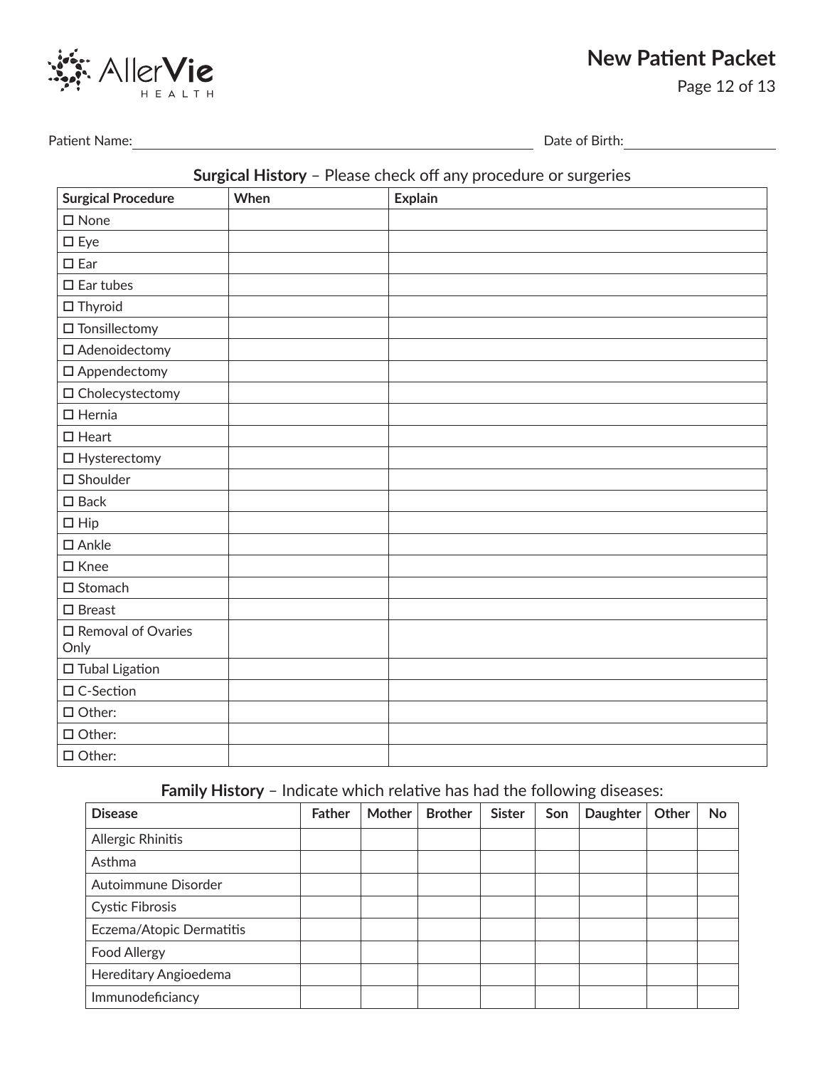Patient Name:\_\_\_\_\_\_\_\_\_\_\_\_\_\_\_\_\_\_\_\_\_\_\_\_\_\_\_\_\_\_\_\_\_\_\_\_ Date of Birth:\_\_\_\_\_\_\_\_\_\_\_\_\_\_\_\_

**Surgical History** – Please check off any procedure or surgeries

| Surgical Procedure | When | Explain |
|---|---|---|
| ☐ None | | |
| ☐ Eye | | |
| ☐ Ear | | |
| ☐ Ear tubes | | |
| ☐ Thyroid | | |
| ☐ Tonsillectomy | | |
| ☐ Adenoidectomy | | |
| ☐ Appendectomy | | |
| ☐ Cholecystectomy | | |
| ☐ Hernia | | |
| ☐ Heart | | |
| ☐ Hysterectomy | | |
| ☐ Shoulder | | |
| ☐ Back | | |
| ☐ Hip | | |
| ☐ Ankle | | |
| ☐ Knee | | |
| ☐ Stomach | | |
| ☐ Breast | | |
| ☐ Removal of Ovaries Only | | |
| ☐ Tubal Ligation | | |
| ☐ C-Section | | |
| ☐ Other: | | |
| ☐ Other: | | |
| ☐ Other: | | |

**Family History** – Indicate which relative has had the following diseases:

| Disease | Father | Mother | Brother | Sister | Son | Daughter | Other | No |
|---|---|---|---|---|---|---|---|---|
| Allergic Rhinitis | | | | | | | | |
| Asthma | | | | | | | | |
| Autoimmune Disorder | | | | | | | | |
| Cystic Fibrosis | | | | | | | | |
| Eczema/Atopic Dermatitis | | | | | | | | |
| Food Allergy | | | | | | | | |
| Hereditary Angioedema | | | | | | | | |
| Immunodeficiancy | | | | | | | | |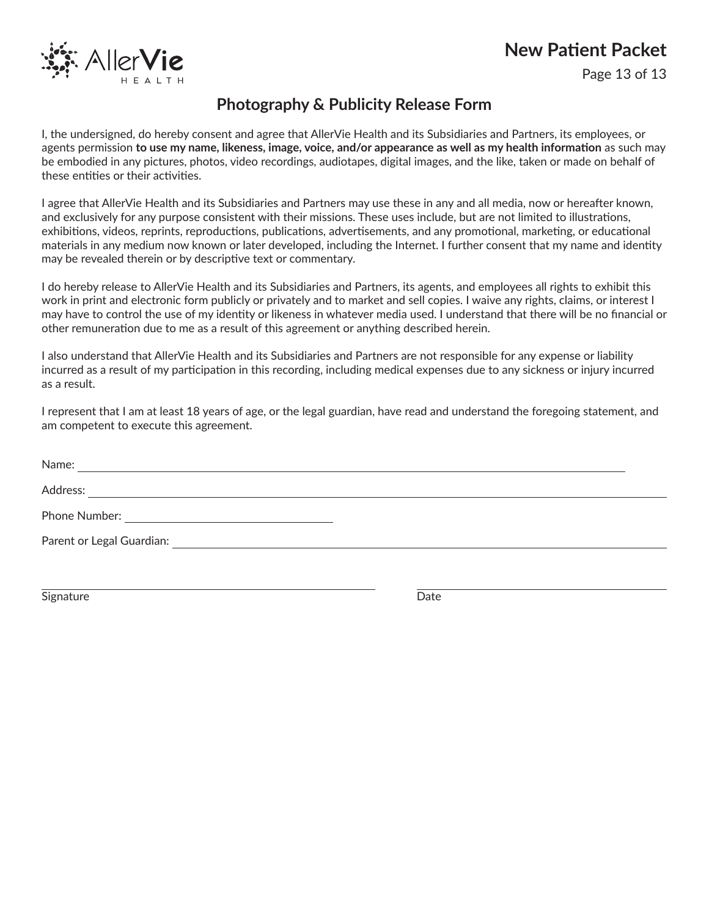# Photography & Publicity Release Form

I, the undersigned, do hereby consent and agree that AllerVie Health and its Subsidiaries and Partners, its employees, or agents permission **to use my name, likeness, image, voice, and/or appearance as well as my health information** as such may be embodied in any pictures, photos, video recordings, audiotapes, digital images, and the like, taken or made on behalf of these entities or their activities.

I agree that AllerVie Health and its Subsidiaries and Partners may use these in any and all media, now or hereafter known, and exclusively for any purpose consistent with their missions. These uses include, but are not limited to illustrations, exhibitions, videos, reprints, reproductions, publications, advertisements, and any promotional, marketing, or educational materials in any medium now known or later developed, including the Internet. I further consent that my name and identity may be revealed therein or by descriptive text or commentary.

I do hereby release to AllerVie Health and its Subsidiaries and Partners, its agents, and employees all rights to exhibit this work in print and electronic form publicly or privately and to market and sell copies. I waive any rights, claims, or interest I may have to control the use of my identity or likeness in whatever media used. I understand that there will be no financial or other remuneration due to me as a result of this agreement or anything described herein.

I also understand that AllerVie Health and its Subsidiaries and Partners are not responsible for any expense or liability incurred as a result of my participation in this recording, including medical expenses due to any sickness or injury incurred as a result.

I represent that I am at least 18 years of age, or the legal guardian, have read and understand the foregoing statement, and am competent to execute this agreement.

Name: ____________________________________________

Address: ____________________________________________

Phone Number: ______________________

Parent or Legal Guardian: ____________________________________________

______________________________ ______________________________
Signature Date